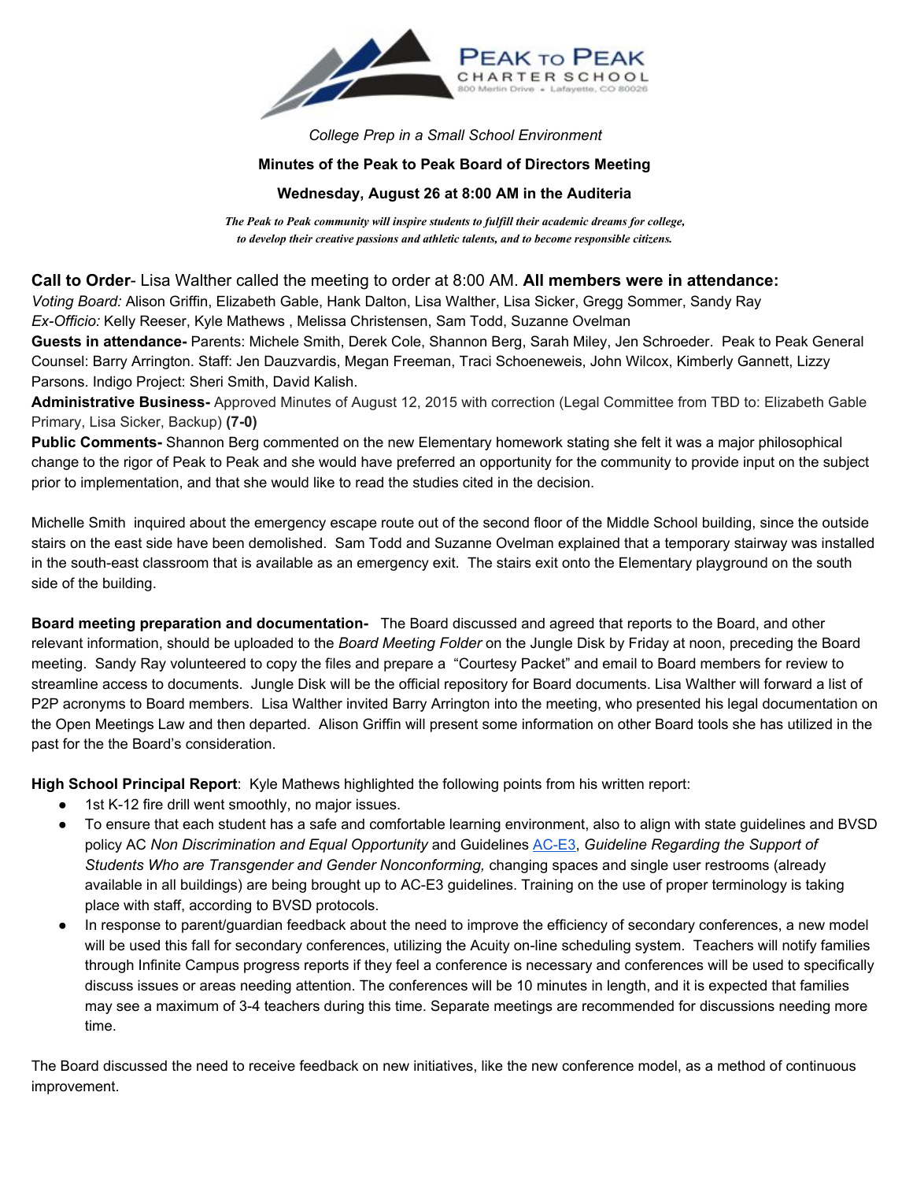PEAK TO PEAK CHARTER SCHOOL
800 Merlin Drive • Lafayette, CO 80026

*College Prep in a Small School Environment*

**Minutes of the Peak to Peak Board of Directors Meeting**

**Wednesday, August 26 at 8:00 AM in the Auditeria**

*The Peak to Peak community will inspire students to fulfill their academic dreams for college, to develop their creative passions and athletic talents, and to become responsible citizens.*

**Call to Order**- Lisa Walther called the meeting to order at 8:00 AM. **All members were in attendance:**
*Voting Board:* Alison Griffin, Elizabeth Gable, Hank Dalton, Lisa Walther, Lisa Sicker, Gregg Sommer, Sandy Ray
*Ex-Officio:* Kelly Reeser, Kyle Mathews , Melissa Christensen, Sam Todd, Suzanne Ovelman
**Guests in attendance-** Parents: Michele Smith, Derek Cole, Shannon Berg, Sarah Miley, Jen Schroeder. Peak to Peak General Counsel: Barry Arrington. Staff: Jen Dauzvardis, Megan Freeman, Traci Schoeneweis, John Wilcox, Kimberly Gannett, Lizzy Parsons. Indigo Project: Sheri Smith, David Kalish.
**Administrative Business-** Approved Minutes of August 12, 2015 with correction (Legal Committee from TBD to: Elizabeth Gable Primary, Lisa Sicker, Backup) **(7-0)**
**Public Comments-** Shannon Berg commented on the new Elementary homework stating she felt it was a major philosophical change to the rigor of Peak to Peak and she would have preferred an opportunity for the community to provide input on the subject prior to implementation, and that she would like to read the studies cited in the decision.

Michelle Smith inquired about the emergency escape route out of the second floor of the Middle School building, since the outside stairs on the east side have been demolished. Sam Todd and Suzanne Ovelman explained that a temporary stairway was installed in the south-east classroom that is available as an emergency exit. The stairs exit onto the Elementary playground on the south side of the building.

**Board meeting preparation and documentation-** The Board discussed and agreed that reports to the Board, and other relevant information, should be uploaded to the *Board Meeting Folder* on the Jungle Disk by Friday at noon, preceding the Board meeting. Sandy Ray volunteered to copy the files and prepare a "Courtesy Packet" and email to Board members for review to streamline access to documents. Jungle Disk will be the official repository for Board documents. Lisa Walther will forward a list of P2P acronyms to Board members. Lisa Walther invited Barry Arrington into the meeting, who presented his legal documentation on the Open Meetings Law and then departed. Alison Griffin will present some information on other Board tools she has utilized in the past for the the Board's consideration.

**High School Principal Report**: Kyle Mathews highlighted the following points from his written report:

- 1st K-12 fire drill went smoothly, no major issues.
- To ensure that each student has a safe and comfortable learning environment, also to align with state guidelines and BVSD policy AC *Non Discrimination and Equal Opportunity* and Guidelines AC-E3, *Guideline Regarding the Support of Students Who are Transgender and Gender Nonconforming,* changing spaces and single user restrooms (already available in all buildings) are being brought up to AC-E3 guidelines. Training on the use of proper terminology is taking place with staff, according to BVSD protocols.
- In response to parent/guardian feedback about the need to improve the efficiency of secondary conferences, a new model will be used this fall for secondary conferences, utilizing the Acuity on-line scheduling system. Teachers will notify families through Infinite Campus progress reports if they feel a conference is necessary and conferences will be used to specifically discuss issues or areas needing attention. The conferences will be 10 minutes in length, and it is expected that families may see a maximum of 3-4 teachers during this time. Separate meetings are recommended for discussions needing more time.

The Board discussed the need to receive feedback on new initiatives, like the new conference model, as a method of continuous improvement.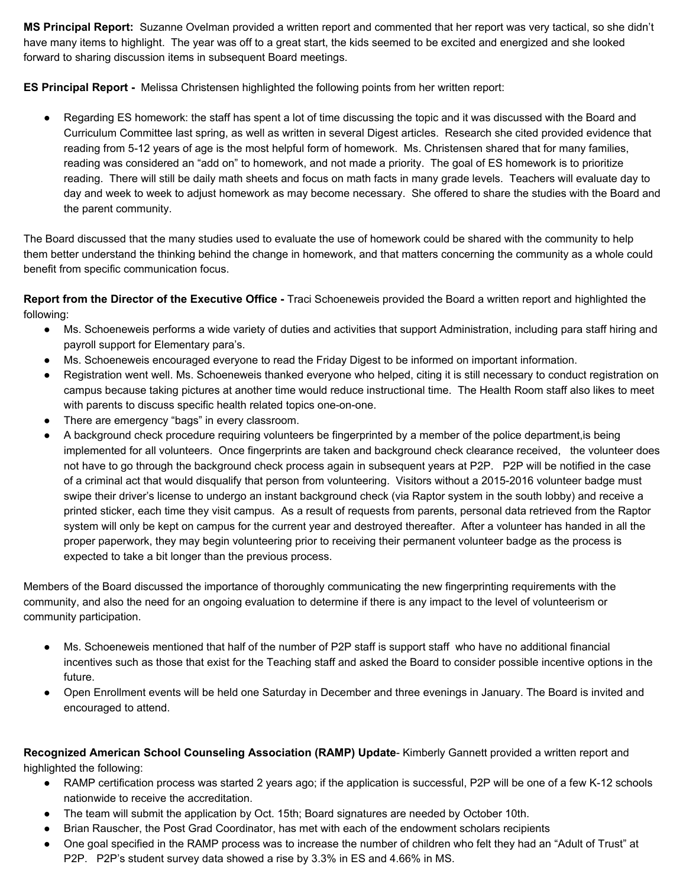**MS Principal Report:** Suzanne Ovelman provided a written report and commented that her report was very tactical, so she didn't have many items to highlight. The year was off to a great start, the kids seemed to be excited and energized and she looked forward to sharing discussion items in subsequent Board meetings.

**ES Principal Report -** Melissa Christensen highlighted the following points from her written report:

- Regarding ES homework: the staff has spent a lot of time discussing the topic and it was discussed with the Board and Curriculum Committee last spring, as well as written in several Digest articles. Research she cited provided evidence that reading from 5-12 years of age is the most helpful form of homework. Ms. Christensen shared that for many families, reading was considered an "add on" to homework, and not made a priority. The goal of ES homework is to prioritize reading. There will still be daily math sheets and focus on math facts in many grade levels. Teachers will evaluate day to day and week to week to adjust homework as may become necessary. She offered to share the studies with the Board and the parent community.

The Board discussed that the many studies used to evaluate the use of homework could be shared with the community to help them better understand the thinking behind the change in homework, and that matters concerning the community as a whole could benefit from specific communication focus.

**Report from the Director of the Executive Office -** Traci Schoeneweis provided the Board a written report and highlighted the following:

- Ms. Schoeneweis performs a wide variety of duties and activities that support Administration, including para staff hiring and payroll support for Elementary para's.
- Ms. Schoeneweis encouraged everyone to read the Friday Digest to be informed on important information.
- Registration went well. Ms. Schoeneweis thanked everyone who helped, citing it is still necessary to conduct registration on campus because taking pictures at another time would reduce instructional time. The Health Room staff also likes to meet with parents to discuss specific health related topics one-on-one.
- There are emergency "bags" in every classroom.
- A background check procedure requiring volunteers be fingerprinted by a member of the police department,is being implemented for all volunteers. Once fingerprints are taken and background check clearance received, the volunteer does not have to go through the background check process again in subsequent years at P2P. P2P will be notified in the case of a criminal act that would disqualify that person from volunteering. Visitors without a 2015-2016 volunteer badge must swipe their driver's license to undergo an instant background check (via Raptor system in the south lobby) and receive a printed sticker, each time they visit campus. As a result of requests from parents, personal data retrieved from the Raptor system will only be kept on campus for the current year and destroyed thereafter. After a volunteer has handed in all the proper paperwork, they may begin volunteering prior to receiving their permanent volunteer badge as the process is expected to take a bit longer than the previous process.

Members of the Board discussed the importance of thoroughly communicating the new fingerprinting requirements with the community, and also the need for an ongoing evaluation to determine if there is any impact to the level of volunteerism or community participation.

- Ms. Schoeneweis mentioned that half of the number of P2P staff is support staff who have no additional financial incentives such as those that exist for the Teaching staff and asked the Board to consider possible incentive options in the future.
- Open Enrollment events will be held one Saturday in December and three evenings in January. The Board is invited and encouraged to attend.

**Recognized American School Counseling Association (RAMP) Update**- Kimberly Gannett provided a written report and highlighted the following:

- RAMP certification process was started 2 years ago; if the application is successful, P2P will be one of a few K-12 schools nationwide to receive the accreditation.
- The team will submit the application by Oct. 15th; Board signatures are needed by October 10th.
- Brian Rauscher, the Post Grad Coordinator, has met with each of the endowment scholars recipients
- One goal specified in the RAMP process was to increase the number of children who felt they had an "Adult of Trust" at P2P. P2P's student survey data showed a rise by 3.3% in ES and 4.66% in MS.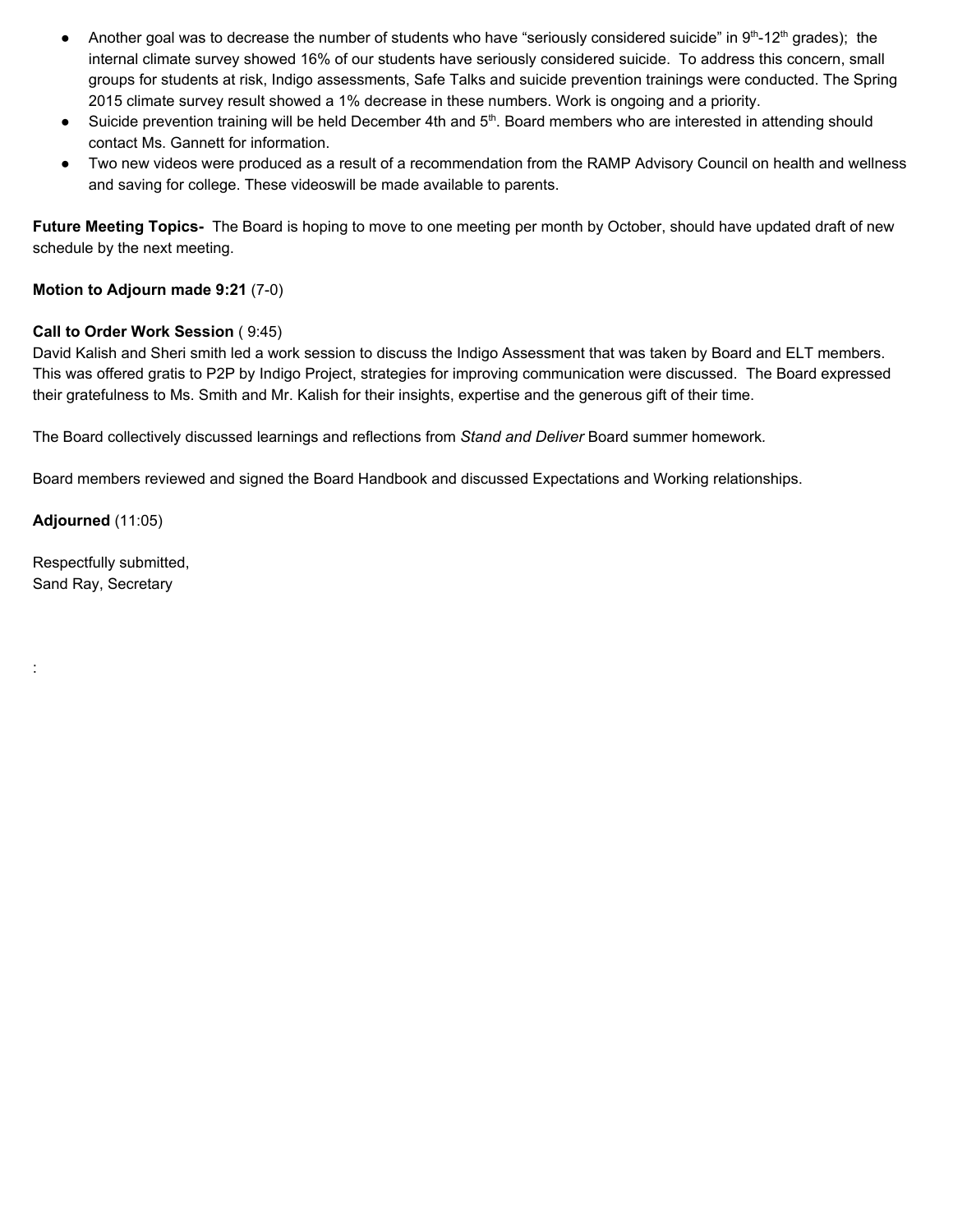- Another goal was to decrease the number of students who have "seriously considered suicide" in 9th-12th grades); the internal climate survey showed 16% of our students have seriously considered suicide. To address this concern, small groups for students at risk, Indigo assessments, Safe Talks and suicide prevention trainings were conducted. The Spring 2015 climate survey result showed a 1% decrease in these numbers. Work is ongoing and a priority.
- Suicide prevention training will be held December 4th and 5th. Board members who are interested in attending should contact Ms. Gannett for information.
- Two new videos were produced as a result of a recommendation from the RAMP Advisory Council on health and wellness and saving for college. These videoswill be made available to parents.

**Future Meeting Topics-** The Board is hoping to move to one meeting per month by October, should have updated draft of new schedule by the next meeting.

**Motion to Adjourn made 9:21** (7-0)

**Call to Order Work Session** ( 9:45)
David Kalish and Sheri smith led a work session to discuss the Indigo Assessment that was taken by Board and ELT members. This was offered gratis to P2P by Indigo Project, strategies for improving communication were discussed. The Board expressed their gratefulness to Ms. Smith and Mr. Kalish for their insights, expertise and the generous gift of their time.

The Board collectively discussed learnings and reflections from *Stand and Deliver* Board summer homework.

Board members reviewed and signed the Board Handbook and discussed Expectations and Working relationships.

**Adjourned** (11:05)

Respectfully submitted,
Sand Ray, Secretary

: